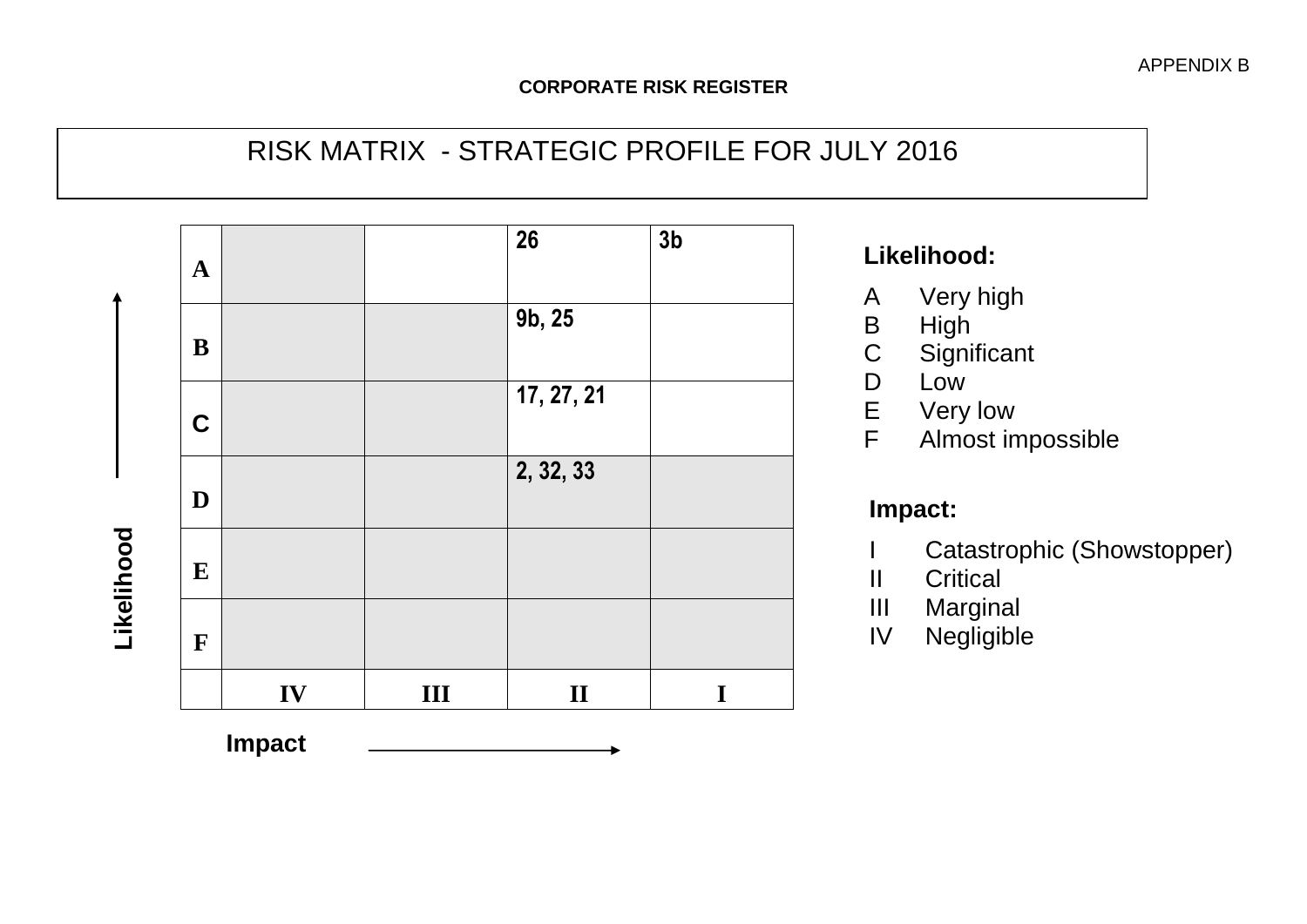APPENDIX B

**CORPORATE RISK REGISTER**

# RISK MATRIX - STRATEGIC PROFILE FOR JULY 2016

| Likelihood | IV | III | II | I |
|---|---|---|---|---|
| A | | | 26 | 3b |
| B | | | 9b, 25 | |
| C | | | 17, 27, 21 | |
| D | | | 2, 32, 33 | |
| E | | | | |
| F | | | | |
| | IV | III | II | I |

Impact

**Likelihood:**

- A Very high
- B High
- C Significant
- D Low
- E Very low
- F Almost impossible

**Impact:**

- I Catastrophic (Showstopper)
- II Critical
- III Marginal
- IV Negligible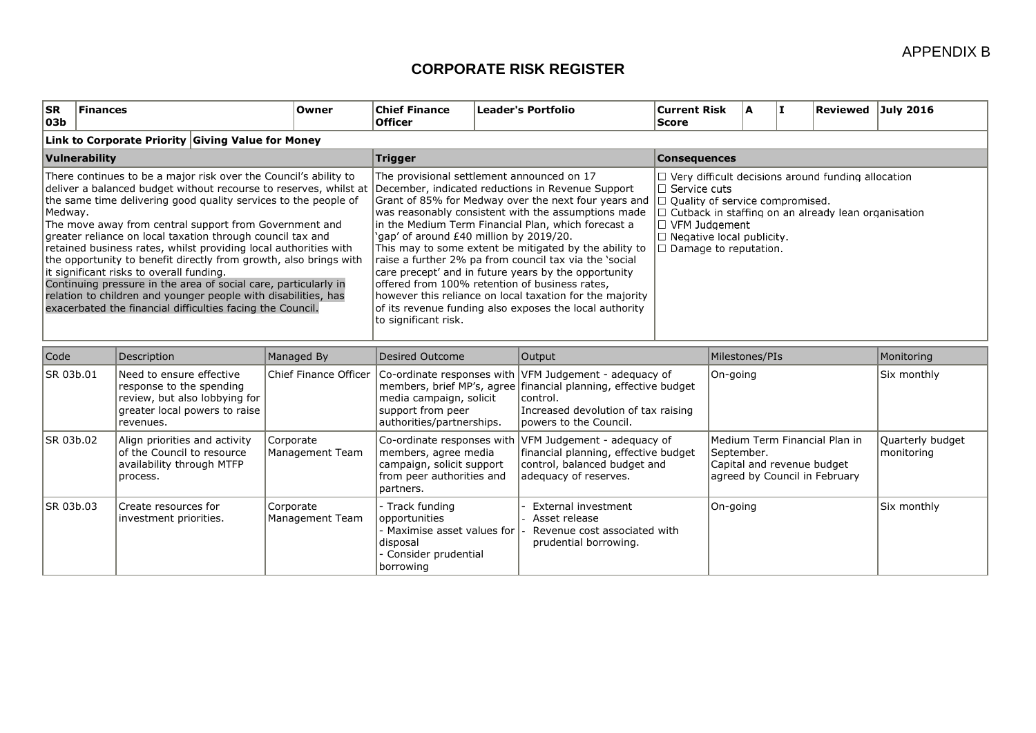APPENDIX B

# CORPORATE RISK REGISTER

| SR 03b | Finances | Owner | Chief Finance Officer | Leader's Portfolio | Current Risk Score | A | I | Reviewed | July 2016 |
|---|---|---|---|---|---|---|---|---|---|

**Link to Corporate Priority** | **Giving Value for Money**

| Vulnerability | Trigger | Consequences |
|---|---|---|
| There continues to be a major risk over the Council's ability to deliver a balanced budget without recourse to reserves, whilst at the same time delivering good quality services to the people of Medway.<br>The move away from central support from Government and greater reliance on local taxation through council tax and retained business rates, whilst providing local authorities with the opportunity to benefit directly from growth, also brings with it significant risks to overall funding.<br>Continuing pressure in the area of social care, particularly in relation to children and younger people with disabilities, has exacerbated the financial difficulties facing the Council. | The provisional settlement announced on 17 December, indicated reductions in Revenue Support Grant of 85% for Medway over the next four years and was reasonably consistent with the assumptions made in the Medium Term Financial Plan, which forecast a 'gap' of around £40 million by 2019/20.<br>This may to some extent be mitigated by the ability to raise a further 2% pa from council tax via the 'social care precept' and in future years by the opportunity offered from 100% retention of business rates, however this reliance on local taxation for the majority of its revenue funding also exposes the local authority to significant risk. | ☐ Very difficult decisions around funding allocation<br>☐ Service cuts<br>☐ Quality of service compromised.<br>☐ Cutback in staffing on an already lean organisation<br>☐ VFM Judgement<br>☐ Negative local publicity.<br>☐ Damage to reputation. |

| Code | Description | Managed By | Desired Outcome | Output | Milestones/PIs | Monitoring |
|---|---|---|---|---|---|---|
| SR 03b.01 | Need to ensure effective response to the spending review, but also lobbying for greater local powers to raise revenues. | Chief Finance Officer | Co-ordinate responses with members, brief MP's, agree media campaign, solicit support from peer authorities/partnerships. | VFM Judgement - adequacy of financial planning, effective budget control.<br>Increased devolution of tax raising powers to the Council. | On-going | Six monthly |
| SR 03b.02 | Align priorities and activity of the Council to resource availability through MTFP process. | Corporate Management Team | Co-ordinate responses with members, agree media campaign, solicit support from peer authorities and partners. | VFM Judgement - adequacy of financial planning, effective budget control, balanced budget and adequacy of reserves. | Medium Term Financial Plan in September.<br>Capital and revenue budget agreed by Council in February | Quarterly budget monitoring |
| SR 03b.03 | Create resources for investment priorities. | Corporate Management Team | - Track funding opportunities<br>- Maximise asset values for disposal<br>- Consider prudential borrowing | - External investment<br>- Asset release<br>- Revenue cost associated with prudential borrowing. | On-going | Six monthly |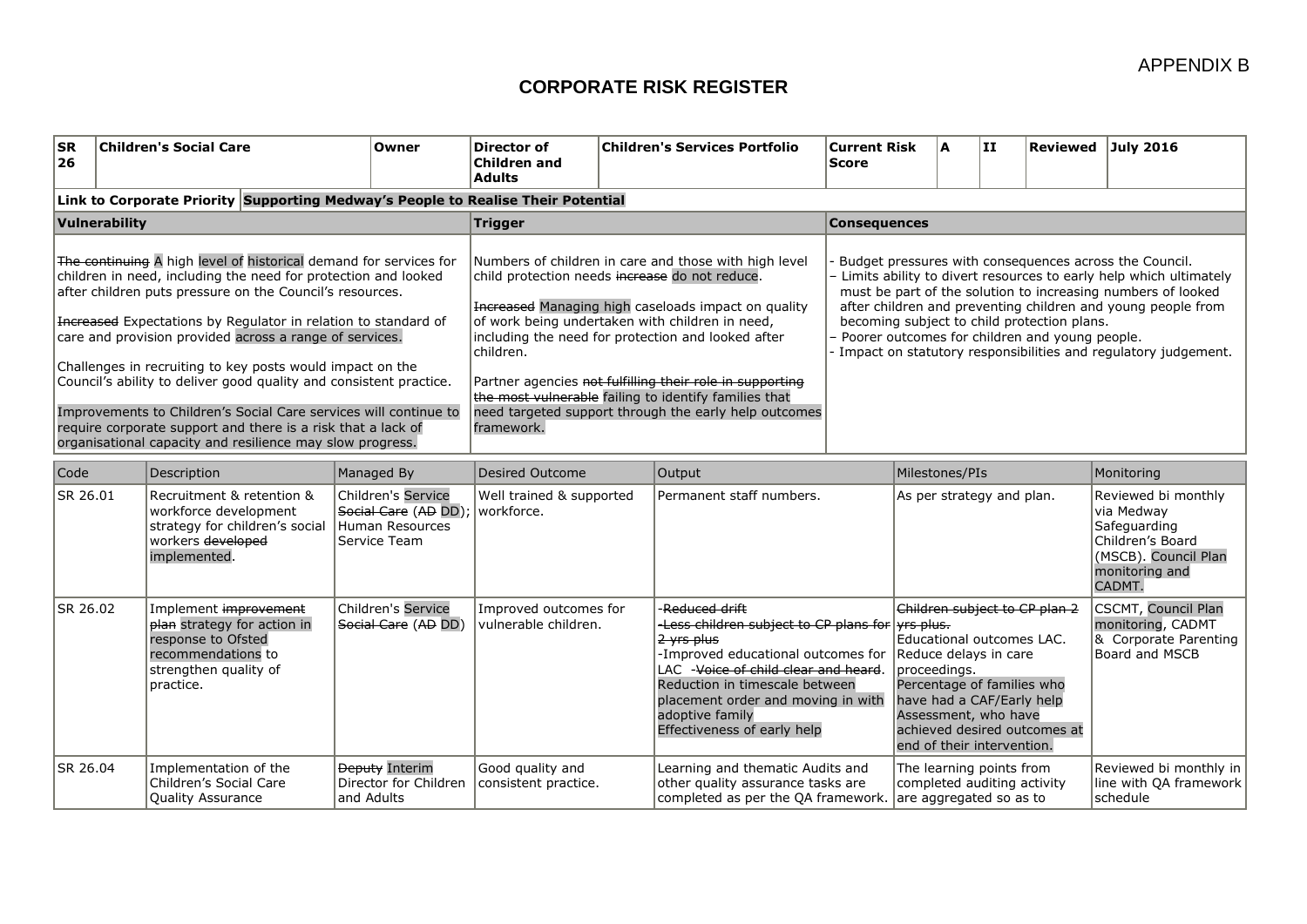APPENDIX B

# CORPORATE RISK REGISTER

| SR 26 | Children's Social Care | Owner | Director of Children and Adults | Children's Services Portfolio | Current Risk Score | A | II | Reviewed | July 2016 |
|---|---|---|---|---|---|---|---|---|---|
| **Link to Corporate Priority** | **Supporting Medway's People to Realise Their Potential** | | | | | | | | |

| Vulnerability | Trigger | Consequences |
|---|---|---|
| ~~The continuing~~ A high level of historical demand for services for children in need, including the need for protection and looked after children puts pressure on the Council's resources.<br><br>~~Increased~~ Expectations by Regulator in relation to standard of care and provision provided across a range of services.<br><br>Challenges in recruiting to key posts would impact on the Council's ability to deliver good quality and consistent practice.<br><br>Improvements to Children's Social Care services will continue to require corporate support and there is a risk that a lack of organisational capacity and resilience may slow progress. | Numbers of children in care and those with high level child protection needs ~~increase~~ do not reduce.<br><br>~~Increased~~ Managing high caseloads impact on quality of work being undertaken with children in need, including the need for protection and looked after children.<br><br>Partner agencies ~~not fulfilling their role in supporting the most vulnerable~~ failing to identify families that need targeted support through the early help outcomes framework. | - Budget pressures with consequences across the Council.<br>– Limits ability to divert resources to early help which ultimately must be part of the solution to increasing numbers of looked after children and preventing children and young people from becoming subject to child protection plans.<br>– Poorer outcomes for children and young people.<br>- Impact on statutory responsibilities and regulatory judgement. |

| Code | Description | Managed By | Desired Outcome | Output | Milestones/PIs | Monitoring |
|---|---|---|---|---|---|---|
| SR 26.01 | Recruitment & retention & workforce development strategy for children's social workers ~~developed~~ implemented. | Children's Service ~~Social Care~~ (~~AD~~ DD); Human Resources Service Team | Well trained & supported workforce. | Permanent staff numbers. | As per strategy and plan. | Reviewed bi monthly via Medway Safeguarding Children's Board (MSCB). Council Plan monitoring and CADMT. |
| SR 26.02 | Implement ~~improvement plan~~ strategy for action in response to Ofsted recommendations to strengthen quality of practice. | Children's Service ~~Social Care~~ (~~AD~~ DD) | Improved outcomes for vulnerable children. | ~~-Reduced drift~~<br>~~-Less children subject to CP plans for 2 yrs plus~~<br>-Improved educational outcomes for LAC ~~-Voice of child clear and heard~~.<br>Reduction in timescale between placement order and moving in with adoptive family<br>Effectiveness of early help | ~~Children subject to CP plan 2 yrs plus.~~<br>Educational outcomes LAC.<br>Reduce delays in care proceedings.<br>Percentage of families who have had a CAF/Early help Assessment, who have achieved desired outcomes at end of their intervention. | CSCMT, Council Plan monitoring, CADMT & Corporate Parenting Board and MSCB |
| SR 26.04 | Implementation of the Children's Social Care Quality Assurance | ~~Deputy~~ Interim Director for Children and Adults | Good quality and consistent practice. | Learning and thematic Audits and other quality assurance tasks are completed as per the QA framework. | The learning points from completed auditing activity are aggregated so as to | Reviewed bi monthly in line with QA framework schedule |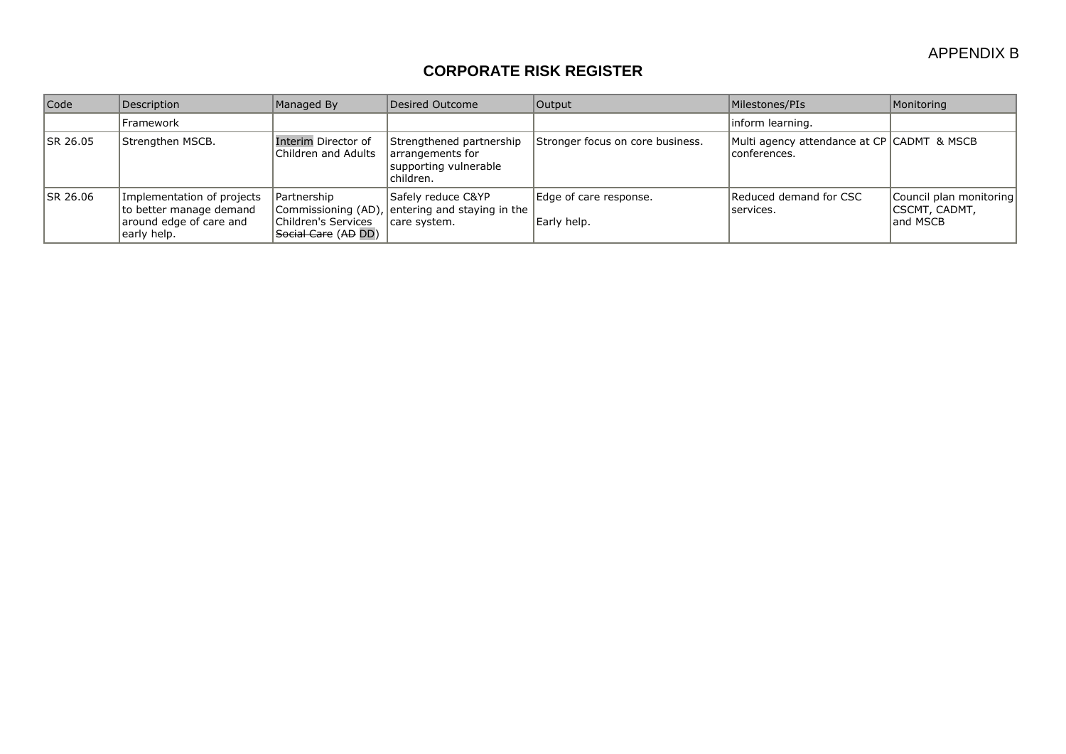APPENDIX B

# CORPORATE RISK REGISTER

| Code | Description | Managed By | Desired Outcome | Output | Milestones/PIs | Monitoring |
|---|---|---|---|---|---|---|
| | Framework | | | | inform learning. | |
| SR 26.05 | Strengthen MSCB. | Interim Director of Children and Adults | Strengthened partnership arrangements for supporting vulnerable children. | Stronger focus on core business. | Multi agency attendance at CP conferences. | CADMT & MSCB |
| SR 26.06 | Implementation of projects to better manage demand around edge of care and early help. | Partnership Commissioning (AD), Children's Services ~~Social Care~~ (~~AD~~ DD) | Safely reduce C&YP entering and staying in the care system. | Edge of care response.<br><br>Early help. | Reduced demand for CSC services. | Council plan monitoring CSCMT, CADMT, and MSCB |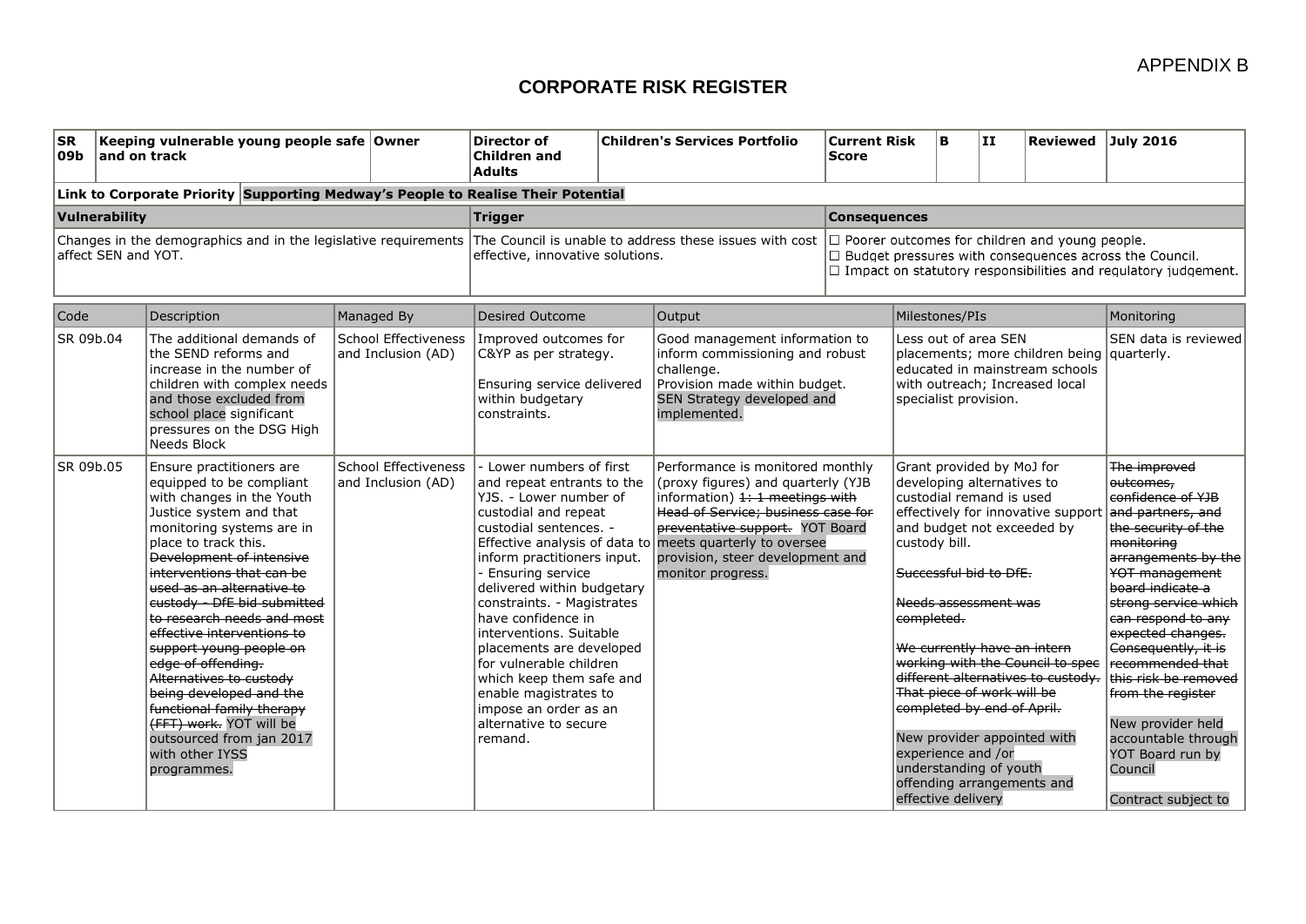APPENDIX B

# CORPORATE RISK REGISTER

| SR 09b | Keeping vulnerable young people safe and on track | Owner | Director of Children and Adults | Children's Services Portfolio | Current Risk Score | B | II | Reviewed | July 2016 |
|---|---|---|---|---|---|---|---|---|---|
| **Link to Corporate Priority** | **Supporting Medway's People to Realise Their Potential** | | | | | | | | |

| Vulnerability | Trigger | Consequences |
|---|---|---|
| Changes in the demographics and in the legislative requirements affect SEN and YOT. | The Council is unable to address these issues with cost effective, innovative solutions. | ☐ Poorer outcomes for children and young people.<br>☐ Budget pressures with consequences across the Council.<br>☐ Impact on statutory responsibilities and regulatory judgement. |

| Code | Description | Managed By | Desired Outcome | Output | Milestones/PIs | Monitoring |
|---|---|---|---|---|---|---|
| SR 09b.04 | The additional demands of the SEND reforms and increase in the number of children with complex needs and those excluded from school place significant pressures on the DSG High Needs Block | School Effectiveness and Inclusion (AD) | Improved outcomes for C&YP as per strategy.<br><br>Ensuring service delivered within budgetary constraints. | Good management information to inform commissioning and robust challenge.<br>Provision made within budget.<br>SEN Strategy developed and implemented. | Less out of area SEN placements; more children being educated in mainstream schools with outreach; Increased local specialist provision. | SEN data is reviewed quarterly. |
| SR 09b.05 | Ensure practitioners are equipped to be compliant with changes in the Youth Justice system and that monitoring systems are in place to track this. ~~Development of intensive interventions that can be used as an alternative to custody - DfE bid submitted to research needs and most effective interventions to support young people on edge of offending. Alternatives to custody being developed and the functional family therapy (FFT) work.~~ YOT will be outsourced from jan 2017 with other IYSS programmes. | School Effectiveness and Inclusion (AD) | - Lower numbers of first and repeat entrants to the YJS. - Lower number of custodial and repeat custodial sentences. - Effective analysis of data to inform practitioners input. - Ensuring service delivered within budgetary constraints. - Magistrates have confidence in interventions. Suitable placements are developed for vulnerable children which keep them safe and enable magistrates to impose an order as an alternative to secure remand. | Performance is monitored monthly (proxy figures) and quarterly (YJB information) ~~1: 1 meetings with Head of Service; business case for preventative support.~~ YOT Board meets quarterly to oversee provision, steer development and monitor progress. | Grant provided by MoJ for developing alternatives to custodial remand is used effectively for innovative support and budget not exceeded by custody bill.<br><br>~~Successful bid to DfE.~~<br><br>~~Needs assessment was completed.~~<br><br>~~We currently have an intern working with the Council to spec different alternatives to custody. That piece of work will be completed by end of April.~~<br><br>New provider appointed with experience and /or understanding of youth offending arrangements and effective delivery | ~~The improved outcomes, confidence of YJB and partners, and the security of the monitoring arrangements by the YOT management board indicate a strong service which can respond to any expected changes. Consequently, it is recommended that this risk be removed from the register~~<br><br>New provider held accountable through YOT Board run by Council<br><br>Contract subject to |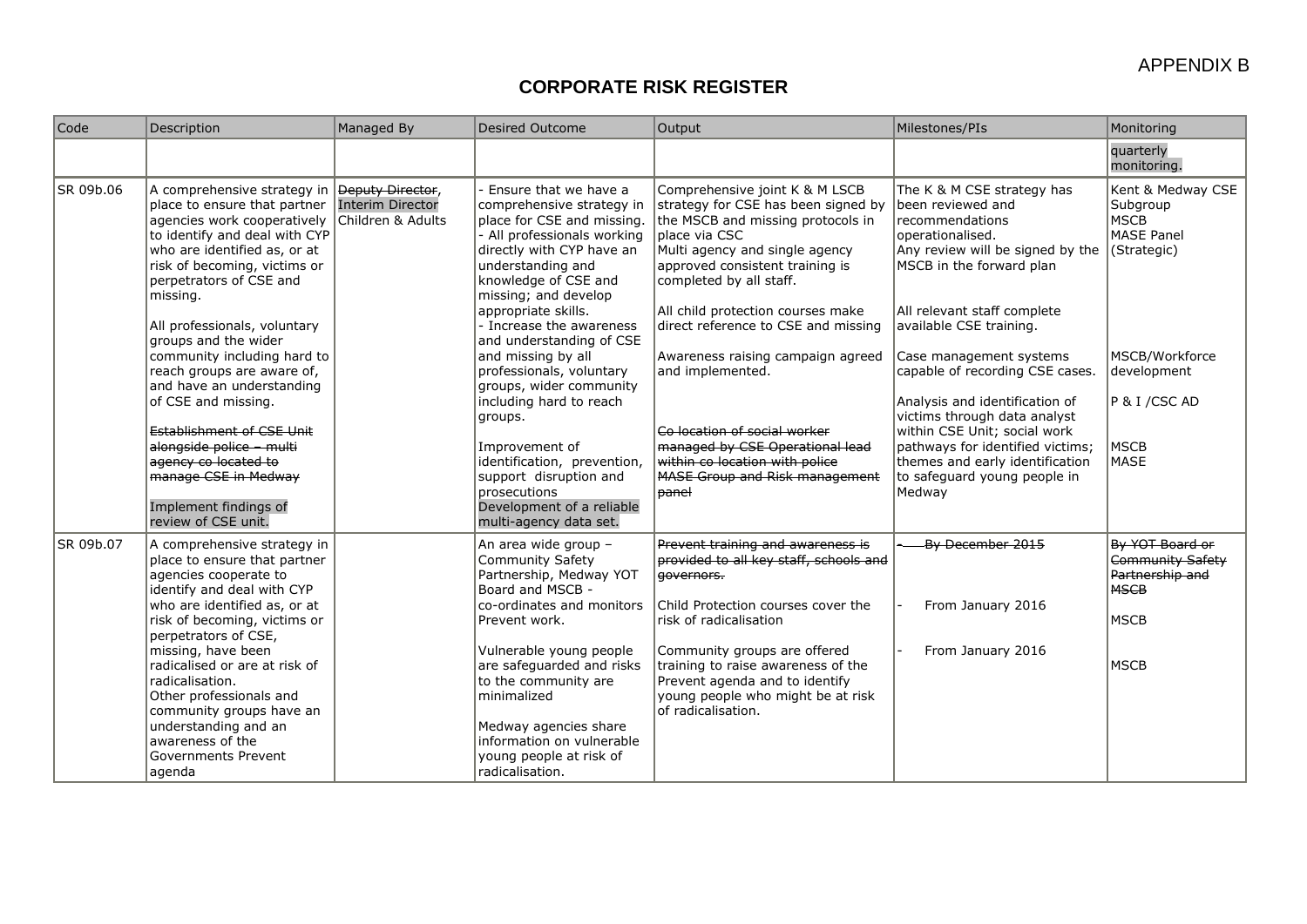APPENDIX B

# CORPORATE RISK REGISTER

| Code | Description | Managed By | Desired Outcome | Output | Milestones/PIs | Monitoring |
|---|---|---|---|---|---|---|
| | | | | | | quarterly monitoring. |
| SR 09b.06 | A comprehensive strategy in place to ensure that partner agencies work cooperatively to identify and deal with CYP who are identified as, or at risk of becoming, victims or perpetrators of CSE and missing.<br><br>All professionals, voluntary groups and the wider community including hard to reach groups are aware of, and have an understanding of CSE and missing.<br><br>~~Establishment of CSE Unit alongside police – multi agency co located to manage CSE in Medway~~<br><br>Implement findings of review of CSE unit. | ~~Deputy Director~~, Interim Director Children & Adults | - Ensure that we have a comprehensive strategy in place for CSE and missing.<br>- All professionals working directly with CYP have an understanding and knowledge of CSE and missing; and develop appropriate skills.<br>- Increase the awareness and understanding of CSE and missing by all professionals, voluntary groups, wider community including hard to reach groups.<br><br>Improvement of identification, prevention, support disruption and prosecutions<br>Development of a reliable multi-agency data set. | Comprehensive joint K & M LSCB strategy for CSE has been signed by the MSCB and missing protocols in place via CSC<br>Multi agency and single agency approved consistent training is completed by all staff.<br><br>All child protection courses make direct reference to CSE and missing<br><br>Awareness raising campaign agreed and implemented.<br><br>~~Co location of social worker managed by CSE Operational lead within co location with police~~<br>~~MASE Group and Risk management panel~~ | The K & M CSE strategy has been reviewed and recommendations operationalised.<br>Any review will be signed by the MSCB in the forward plan<br><br>All relevant staff complete available CSE training.<br><br>Case management systems capable of recording CSE cases.<br><br>Analysis and identification of victims through data analyst within CSE Unit; social work pathways for identified victims; themes and early identification to safeguard young people in Medway | Kent & Medway CSE Subgroup<br>MSCB<br>MASE Panel (Strategic)<br><br>MSCB/Workforce development<br><br>P & I /CSC AD<br><br>MSCB<br>MASE |
| SR 09b.07 | A comprehensive strategy in place to ensure that partner agencies cooperate to identify and deal with CYP who are identified as, or at risk of becoming, victims or perpetrators of CSE, missing, have been radicalised or are at risk of radicalisation.<br>Other professionals and community groups have an understanding and an awareness of the Governments Prevent agenda | | An area wide group – Community Safety Partnership, Medway YOT Board and MSCB - co-ordinates and monitors Prevent work.<br><br>Vulnerable young people are safeguarded and risks to the community are minimalized<br><br>Medway agencies share information on vulnerable young people at risk of radicalisation. | ~~Prevent training and awareness is provided to all key staff, schools and governors.~~<br><br>Child Protection courses cover the risk of radicalisation<br><br>Community groups are offered training to raise awareness of the Prevent agenda and to identify young people who might be at risk of radicalisation. | ~~- By December 2015~~<br><br>- From January 2016<br><br>- From January 2016 | ~~By YOT Board or Community Safety Partnership and MSCB~~<br><br>MSCB<br><br>MSCB |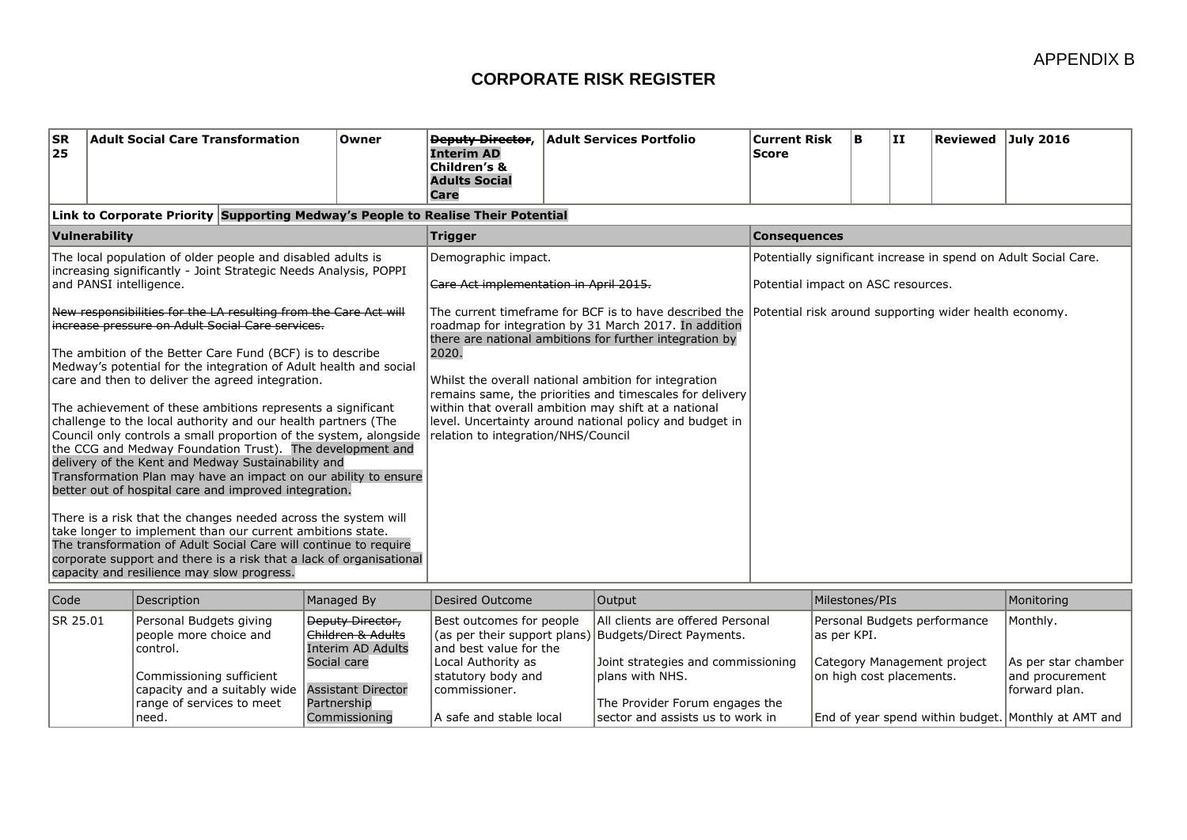APPENDIX B

# CORPORATE RISK REGISTER

| SR 25 | Adult Social Care Transformation | Owner | ~~Deputy Director~~, Interim AD Children's & Adults Social Care | Adult Services Portfolio | Current Risk Score | B | II | Reviewed | July 2016 |
|---|---|---|---|---|---|---|---|---|---|

**Link to Corporate Priority** **Supporting Medway's People to Realise Their Potential**

| Vulnerability | Trigger | Consequences |
|---|---|---|
| The local population of older people and disabled adults is increasing significantly - Joint Strategic Needs Analysis, POPPI and PANSI intelligence.<br><br>~~New responsibilities for the LA resulting from the Care Act will increase pressure on Adult Social Care services.~~<br><br>The ambition of the Better Care Fund (BCF) is to describe Medway's potential for the integration of Adult health and social care and then to deliver the agreed integration.<br><br>The achievement of these ambitions represents a significant challenge to the local authority and our health partners (The Council only controls a small proportion of the system, alongside the CCG and Medway Foundation Trust). The development and delivery of the Kent and Medway Sustainability and Transformation Plan may have an impact on our ability to ensure better out of hospital care and improved integration.<br><br>There is a risk that the changes needed across the system will take longer to implement than our current ambitions state. The transformation of Adult Social Care will continue to require corporate support and there is a risk that a lack of organisational capacity and resilience may slow progress. | Demographic impact.<br><br>~~Care Act implementation in April 2015.~~<br><br>The current timeframe for BCF is to have described the roadmap for integration by 31 March 2017. In addition there are national ambitions for further integration by 2020.<br><br>Whilst the overall national ambition for integration remains same, the priorities and timescales for delivery within that overall ambition may shift at a national level. Uncertainty around national policy and budget in relation to integration/NHS/Council | Potentially significant increase in spend on Adult Social Care.<br><br>Potential impact on ASC resources.<br><br>Potential risk around supporting wider health economy. |

| Code | Description | Managed By | Desired Outcome | Output | Milestones/PIs | Monitoring |
|---|---|---|---|---|---|---|
| SR 25.01 | Personal Budgets giving people more choice and control.<br><br>Commissioning sufficient capacity and a suitably wide range of services to meet need. | ~~Deputy Director, Children & Adults~~ Interim AD Adults Social care<br><br>Assistant Director Partnership Commissioning | Best outcomes for people (as per their support plans) and best value for the Local Authority as statutory body and commissioner.<br><br>A safe and stable local | All clients are offered Personal Budgets/Direct Payments.<br><br>Joint strategies and commissioning plans with NHS.<br><br>The Provider Forum engages the sector and assists us to work in | Personal Budgets performance as per KPI.<br><br>Category Management project on high cost placements.<br><br>End of year spend within budget. | Monthly.<br><br>As per star chamber and procurement forward plan.<br><br>Monthly at AMT and |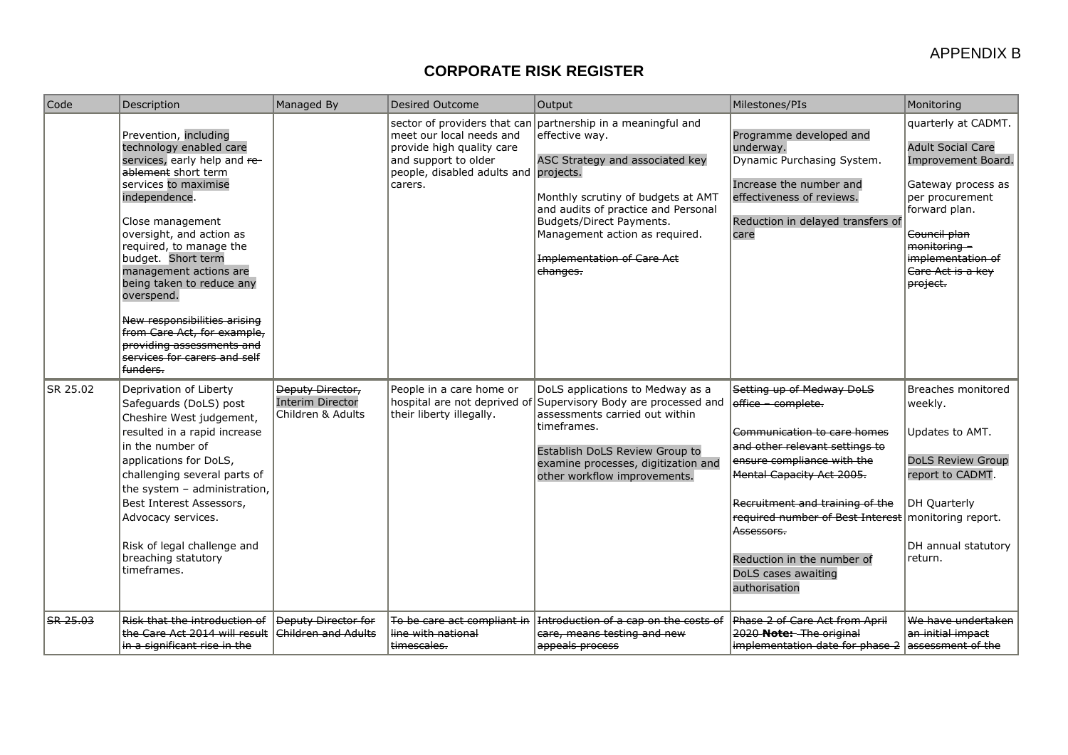APPENDIX B

# CORPORATE RISK REGISTER

| Code | Description | Managed By | Desired Outcome | Output | Milestones/PIs | Monitoring |
|---|---|---|---|---|---|---|
| | Prevention, including technology enabled care services, early help and ~~re-ablement~~ short term services to maximise independence.<br><br>Close management oversight, and action as required, to manage the budget. Short term management actions are being taken to reduce any overspend.<br><br>~~New responsibilities arising from Care Act, for example, providing assessments and services for carers and self funders.~~ | | sector of providers that can meet our local needs and provide high quality care and support to older people, disabled adults and carers. | partnership in a meaningful and effective way.<br><br>ASC Strategy and associated key projects.<br><br>Monthly scrutiny of budgets at AMT and audits of practice and Personal Budgets/Direct Payments. Management action as required.<br><br>~~Implementation of Care Act changes.~~ | Programme developed and underway.<br>Dynamic Purchasing System.<br><br>Increase the number and effectiveness of reviews.<br><br>Reduction in delayed transfers of care | quarterly at CADMT.<br><br>Adult Social Care Improvement Board.<br><br>Gateway process as per procurement forward plan.<br><br>~~Council plan monitoring – implementation of Care Act is a key project.~~ |
| SR 25.02 | Deprivation of Liberty Safeguards (DoLS) post Cheshire West judgement, resulted in a rapid increase in the number of applications for DoLS, challenging several parts of the system – administration, Best Interest Assessors, Advocacy services.<br><br>Risk of legal challenge and breaching statutory timeframes. | ~~Deputy Director,~~ Interim Director Children & Adults | People in a care home or hospital are not deprived of their liberty illegally. | DoLS applications to Medway as a Supervisory Body are processed and assessments carried out within timeframes.<br><br>Establish DoLS Review Group to examine processes, digitization and other workflow improvements. | ~~Setting up of Medway DoLS office – complete.~~<br><br>~~Communication to care homes and other relevant settings to ensure compliance with the Mental Capacity Act 2005.~~<br><br>~~Recruitment and training of the required number of Best Interest Assessors.~~<br><br>Reduction in the number of DoLS cases awaiting authorisation | Breaches monitored weekly.<br><br>Updates to AMT.<br><br>DoLS Review Group report to CADMT.<br><br>DH Quarterly monitoring report.<br><br>DH annual statutory return. |
| ~~SR 25.03~~ | ~~Risk that the introduction of the Care Act 2014 will result in a significant rise in the~~ | ~~Deputy Director for Children and Adults~~ | ~~To be care act compliant in line with national timescales.~~ | ~~Introduction of a cap on the costs of care, means testing and new appeals process~~ | ~~Phase 2 of Care Act from April 2020~~ ~~**Note:** The original implementation date for phase 2~~ | ~~We have undertaken an initial impact assessment of the~~ |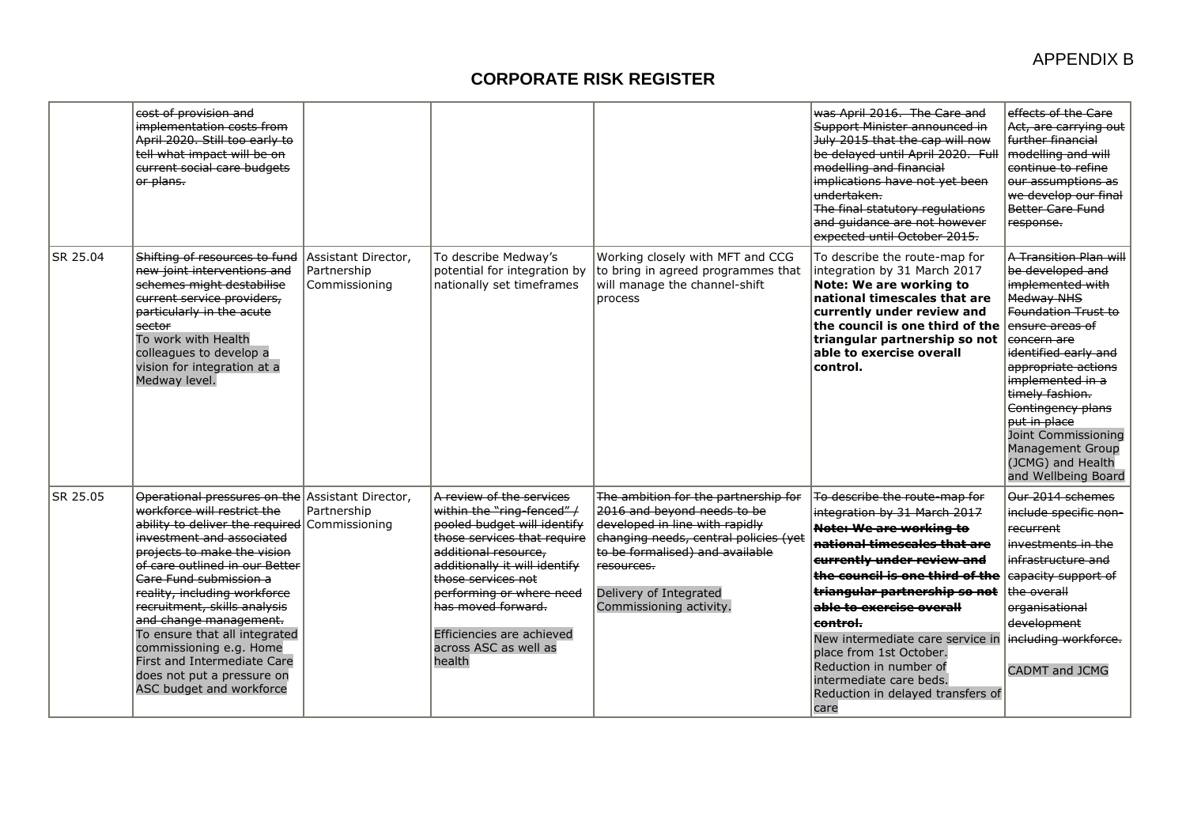APPENDIX B

# CORPORATE RISK REGISTER

| | | | | | | |
|---|---|---|---|---|---|---|
| | ~~cost of provision and implementation costs from April 2020. Still too early to tell what impact will be on current social care budgets or plans.~~ | | | | ~~was April 2016. The Care and Support Minister announced in July 2015 that the cap will now be delayed until April 2020. Full modelling and financial implications have not yet been undertaken.~~ ~~The final statutory regulations and guidance are not however expected until October 2015.~~ | ~~effects of the Care Act, are carrying out further financial modelling and will continue to refine our assumptions as we develop our final Better Care Fund response.~~ |
| SR 25.04 | ~~Shifting of resources to fund new joint interventions and schemes might destabilise current service providers, particularly in the acute sector~~ To work with Health colleagues to develop a vision for integration at a Medway level. | Assistant Director, Partnership Commissioning | To describe Medway's potential for integration by nationally set timeframes | Working closely with MFT and CCG to bring in agreed programmes that will manage the channel-shift process | To describe the route-map for integration by 31 March 2017 **Note: We are working to national timescales that are currently under review and the council is one third of the triangular partnership so not able to exercise overall control.** | ~~A Transition Plan will be developed and implemented with Medway NHS Foundation Trust to ensure areas of concern are identified early and appropriate actions implemented in a timely fashion. Contingency plans put in place~~ Joint Commissioning Management Group (JCMG) and Health and Wellbeing Board |
| SR 25.05 | ~~Operational pressures on the workforce will restrict the ability to deliver the required investment and associated projects to make the vision of care outlined in our Better Care Fund submission a reality, including workforce recruitment, skills analysis and change management.~~ To ensure that all integrated commissioning e.g. Home First and Intermediate Care does not put a pressure on ASC budget and workforce | Assistant Director, Partnership Commissioning | ~~A review of the services within the "ring-fenced" / pooled budget will identify those services that require additional resource, additionally it will identify those services not performing or where need has moved forward.~~ Efficiencies are achieved across ASC as well as health | ~~The ambition for the partnership for 2016 and beyond needs to be developed in line with rapidly changing needs, central policies (yet to be formalised) and available resources.~~ Delivery of Integrated Commissioning activity. | ~~To describe the route-map for integration by 31 March 2017~~ ~~**Note: We are working to national timescales that are currently under review and the council is one third of the triangular partnership so not able to exercise overall control.**~~ New intermediate care service in place from 1st October. Reduction in number of intermediate care beds. Reduction in delayed transfers of care | ~~Our 2014 schemes include specific non-recurrent investments in the infrastructure and capacity support of the overall organisational development including workforce.~~ CADMT and JCMG |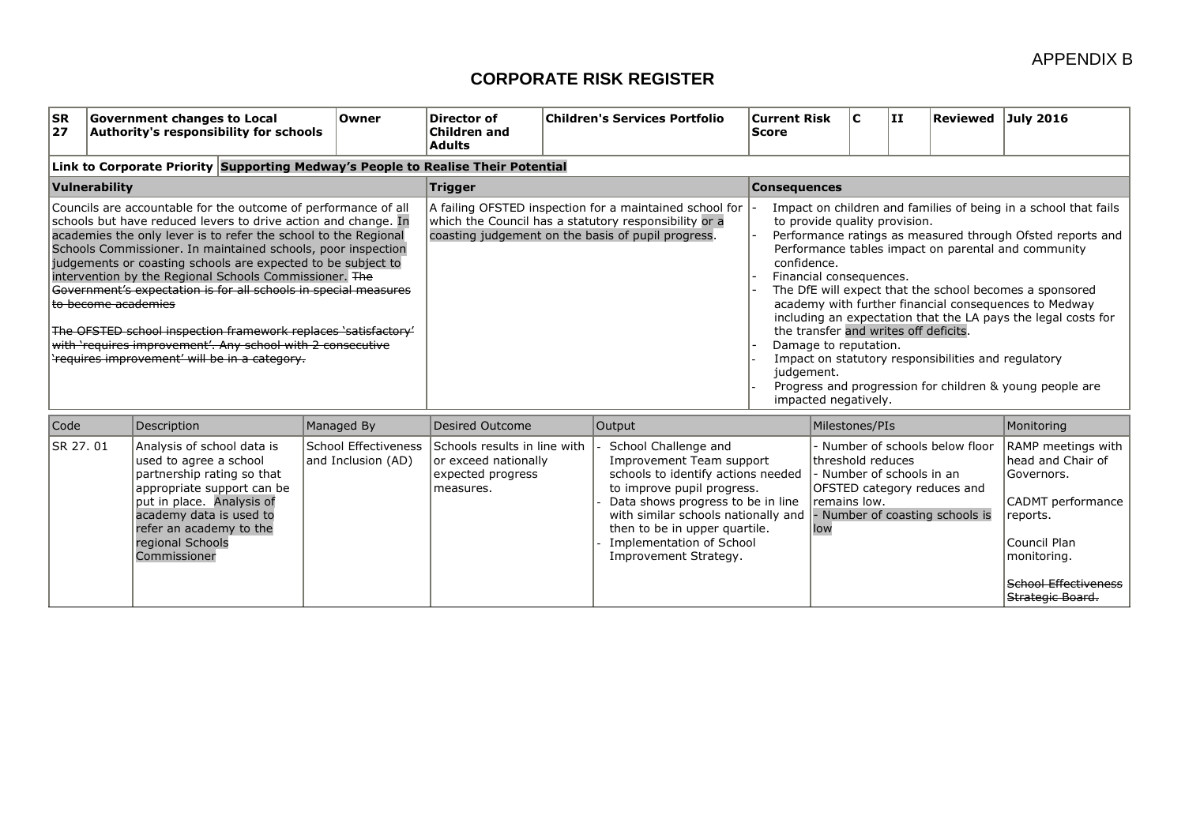APPENDIX B

# CORPORATE RISK REGISTER

| SR 27 | Government changes to Local Authority's responsibility for schools | Owner | Director of Children and Adults | Children's Services Portfolio | Current Risk Score | C | II | Reviewed | July 2016 |
|---|---|---|---|---|---|---|---|---|---|

**Link to Corporate Priority** **Supporting Medway's People to Realise Their Potential**

| Vulnerability | Trigger | Consequences |
|---|---|---|
| Councils are accountable for the outcome of performance of all schools but have reduced levers to drive action and change. In academies the only lever is to refer the school to the Regional Schools Commissioner. In maintained schools, poor inspection judgements or coasting schools are expected to be subject to intervention by the Regional Schools Commissioner. ~~The Government's expectation is for all schools in special measures to become academies~~<br><br>~~The OFSTED school inspection framework replaces 'satisfactory' with 'requires improvement'. Any school with 2 consecutive 'requires improvement' will be in a category.~~ | A failing OFSTED inspection for a maintained school for which the Council has a statutory responsibility or a coasting judgement on the basis of pupil progress. | - Impact on children and families of being in a school that fails to provide quality provision.<br>- Performance ratings as measured through Ofsted reports and Performance tables impact on parental and community confidence.<br>- Financial consequences.<br>- The DfE will expect that the school becomes a sponsored academy with further financial consequences to Medway including an expectation that the LA pays the legal costs for the transfer and writes off deficits.<br>- Damage to reputation.<br>- Impact on statutory responsibilities and regulatory judgement.<br>- Progress and progression for children & young people are impacted negatively. |

| Code | Description | Managed By | Desired Outcome | Output | Milestones/PIs | Monitoring |
|---|---|---|---|---|---|---|
| SR 27. 01 | Analysis of school data is used to agree a school partnership rating so that appropriate support can be put in place. Analysis of academy data is used to refer an academy to the regional Schools Commissioner | School Effectiveness and Inclusion (AD) | Schools results in line with or exceed nationally expected progress measures. | - School Challenge and Improvement Team support schools to identify actions needed to improve pupil progress.<br>- Data shows progress to be in line with similar schools nationally and then to be in upper quartile.<br>- Implementation of School Improvement Strategy. | - Number of schools below floor threshold reduces<br>- Number of schools in an OFSTED category reduces and remains low.<br>- Number of coasting schools is low | RAMP meetings with head and Chair of Governors.<br><br>CADMT performance reports.<br><br>Council Plan monitoring.<br><br>~~School Effectiveness Strategic Board.~~ |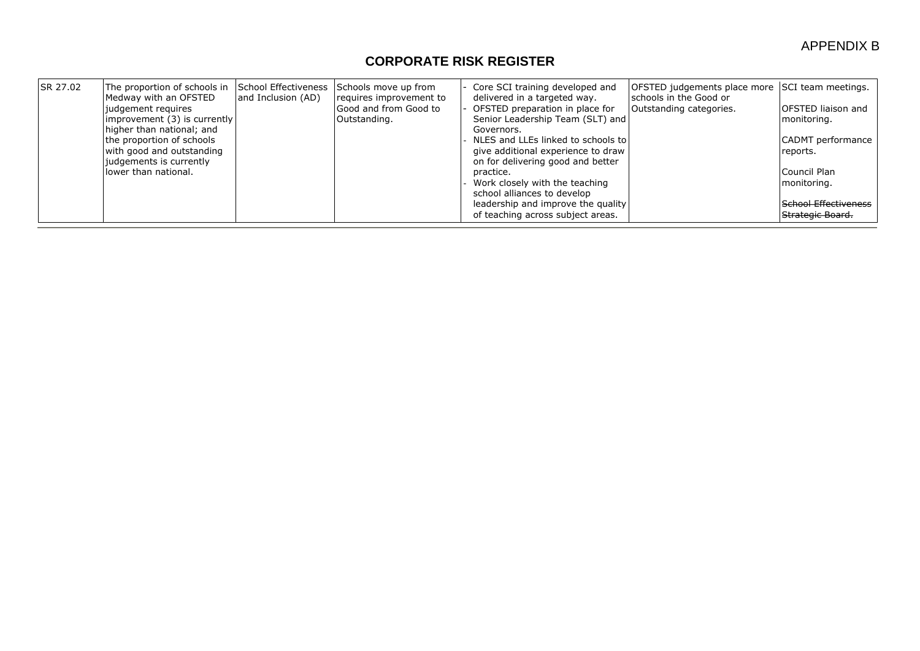APPENDIX B

# CORPORATE RISK REGISTER

| | | | | | | |
|---|---|---|---|---|---|---|
| SR 27.02 | The proportion of schools in Medway with an OFSTED judgement requires improvement (3) is currently higher than national; and the proportion of schools with good and outstanding judgements is currently lower than national. | School Effectiveness and Inclusion (AD) | Schools move up from requires improvement to Good and from Good to Outstanding. | - Core SCI training developed and delivered in a targeted way.<br>- OFSTED preparation in place for Senior Leadership Team (SLT) and Governors.<br>- NLES and LLEs linked to schools to give additional experience to draw on for delivering good and better practice.<br>- Work closely with the teaching school alliances to develop leadership and improve the quality of teaching across subject areas. | OFSTED judgements place more schools in the Good or Outstanding categories. | SCI team meetings.<br><br>OFSTED liaison and monitoring.<br><br>CADMT performance reports.<br><br>Council Plan monitoring.<br><br>~~School Effectiveness Strategic Board.~~ |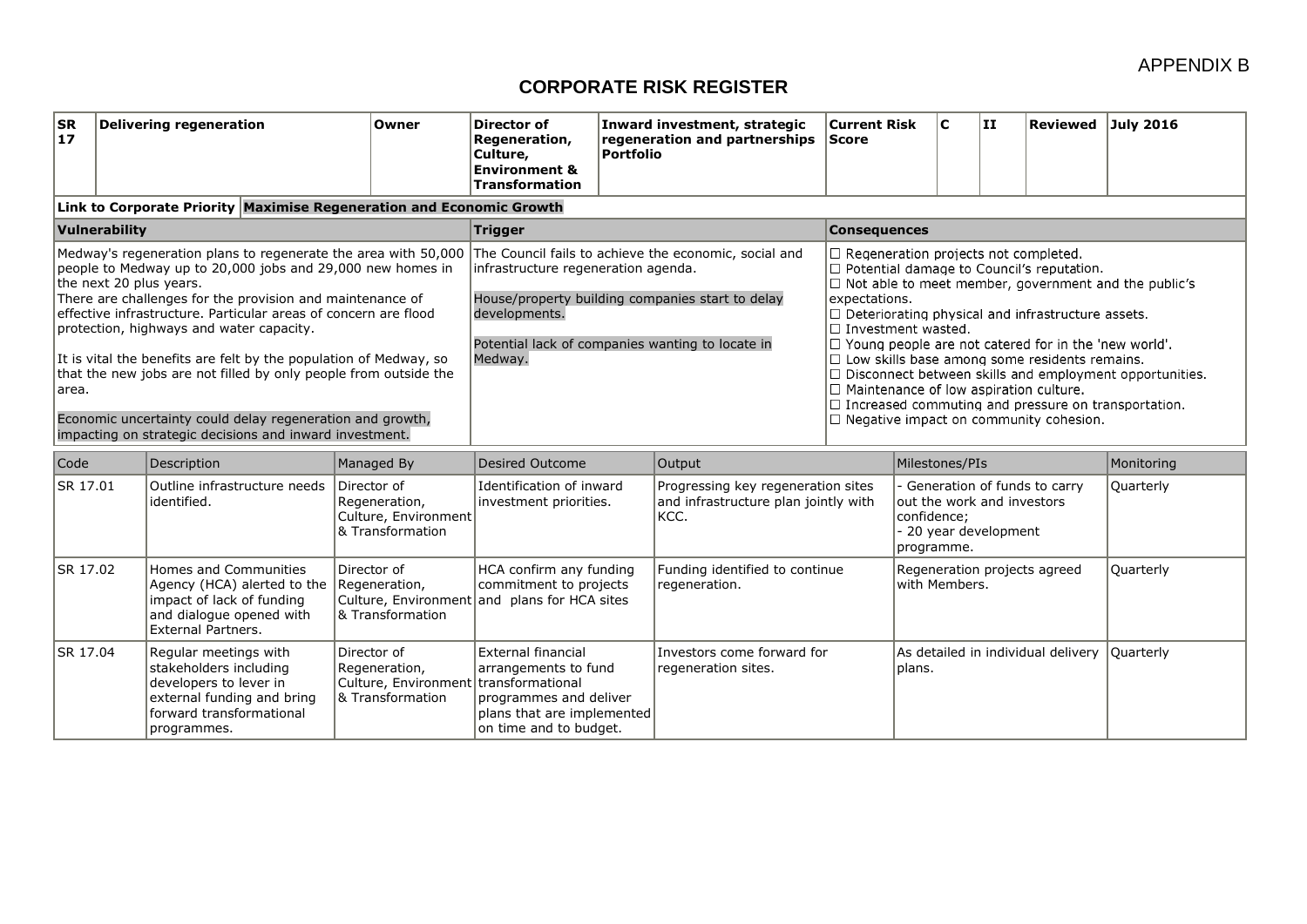APPENDIX B

# CORPORATE RISK REGISTER

| SR 17 | Delivering regeneration | Owner | Director of Regeneration, Culture, Environment & Transformation | Inward investment, strategic regeneration and partnerships Portfolio | Current Risk Score | C | II | Reviewed | July 2016 |
|---|---|---|---|---|---|---|---|---|---|

**Link to Corporate Priority** | **Maximise Regeneration and Economic Growth**

| Vulnerability | Trigger | Consequences |
|---|---|---|
| Medway's regeneration plans to regenerate the area with 50,000 people to Medway up to 20,000 jobs and 29,000 new homes in the next 20 plus years.<br>There are challenges for the provision and maintenance of effective infrastructure. Particular areas of concern are flood protection, highways and water capacity.<br><br>It is vital the benefits are felt by the population of Medway, so that the new jobs are not filled by only people from outside the area.<br><br>Economic uncertainty could delay regeneration and growth, impacting on strategic decisions and inward investment. | The Council fails to achieve the economic, social and infrastructure regeneration agenda.<br><br>House/property building companies start to delay developments.<br><br>Potential lack of companies wanting to locate in Medway. | ☐ Regeneration projects not completed.<br>☐ Potential damage to Council's reputation.<br>☐ Not able to meet member, government and the public's expectations.<br>☐ Deteriorating physical and infrastructure assets.<br>☐ Investment wasted.<br>☐ Young people are not catered for in the 'new world'.<br>☐ Low skills base among some residents remains.<br>☐ Disconnect between skills and employment opportunities.<br>☐ Maintenance of low aspiration culture.<br>☐ Increased commuting and pressure on transportation.<br>☐ Negative impact on community cohesion. |

| Code | Description | Managed By | Desired Outcome | Output | Milestones/PIs | Monitoring |
|---|---|---|---|---|---|---|
| SR 17.01 | Outline infrastructure needs identified. | Director of Regeneration, Culture, Environment & Transformation | Identification of inward investment priorities. | Progressing key regeneration sites and infrastructure plan jointly with KCC. | - Generation of funds to carry out the work and investors confidence;<br>- 20 year development programme. | Quarterly |
| SR 17.02 | Homes and Communities Agency (HCA) alerted to the impact of lack of funding and dialogue opened with External Partners. | Director of Regeneration, Culture, Environment & Transformation | HCA confirm any funding commitment to projects and plans for HCA sites | Funding identified to continue regeneration. | Regeneration projects agreed with Members. | Quarterly |
| SR 17.04 | Regular meetings with stakeholders including developers to lever in external funding and bring forward transformational programmes. | Director of Regeneration, Culture, Environment & Transformation | External financial arrangements to fund transformational programmes and deliver plans that are implemented on time and to budget. | Investors come forward for regeneration sites. | As detailed in individual delivery plans. | Quarterly |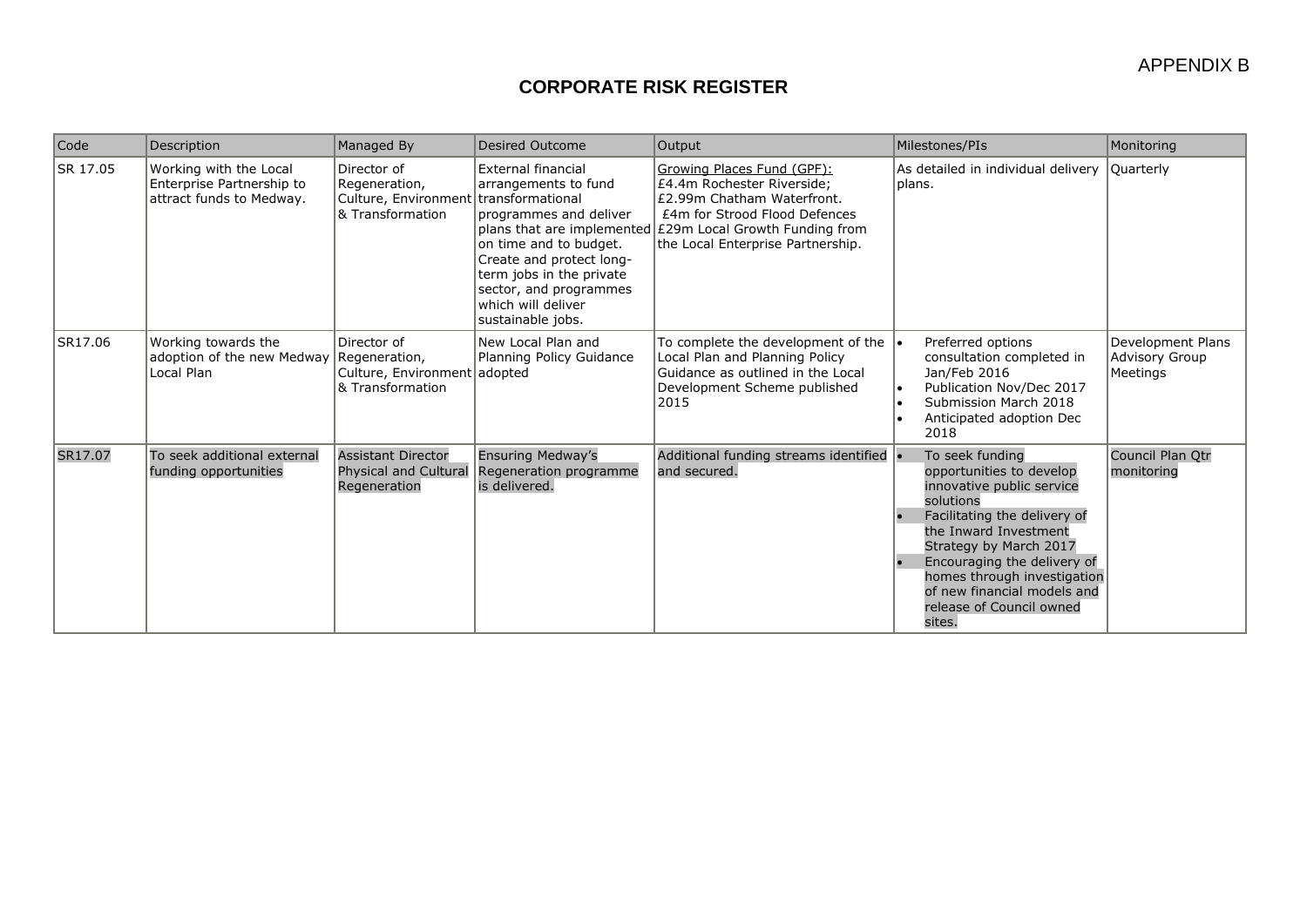APPENDIX B

# CORPORATE RISK REGISTER

| Code | Description | Managed By | Desired Outcome | Output | Milestones/PIs | Monitoring |
|---|---|---|---|---|---|---|
| SR 17.05 | Working with the Local Enterprise Partnership to attract funds to Medway. | Director of Regeneration, Culture, Environment & Transformation | External financial arrangements to fund transformational programmes and deliver plans that are implemented on time and to budget. Create and protect long-term jobs in the private sector, and programmes which will deliver sustainable jobs. | Growing Places Fund (GPF): £4.4m Rochester Riverside; £2.99m Chatham Waterfront. £4m for Strood Flood Defences £29m Local Growth Funding from the Local Enterprise Partnership. | As detailed in individual delivery plans. | Quarterly |
| SR17.06 | Working towards the adoption of the new Medway Local Plan | Director of Regeneration, Culture, Environment & Transformation | New Local Plan and Planning Policy Guidance adopted | To complete the development of the Local Plan and Planning Policy Guidance as outlined in the Local Development Scheme published 2015 | • Preferred options consultation completed in Jan/Feb 2016<br>• Publication Nov/Dec 2017<br>• Submission March 2018<br>• Anticipated adoption Dec 2018 | Development Plans Advisory Group Meetings |
| SR17.07 | To seek additional external funding opportunities | Assistant Director Physical and Cultural Regeneration | Ensuring Medway's Regeneration programme is delivered. | Additional funding streams identified and secured. | • To seek funding opportunities to develop innovative public service solutions<br>• Facilitating the delivery of the Inward Investment Strategy by March 2017<br>• Encouraging the delivery of homes through investigation of new financial models and release of Council owned sites. | Council Plan Qtr monitoring |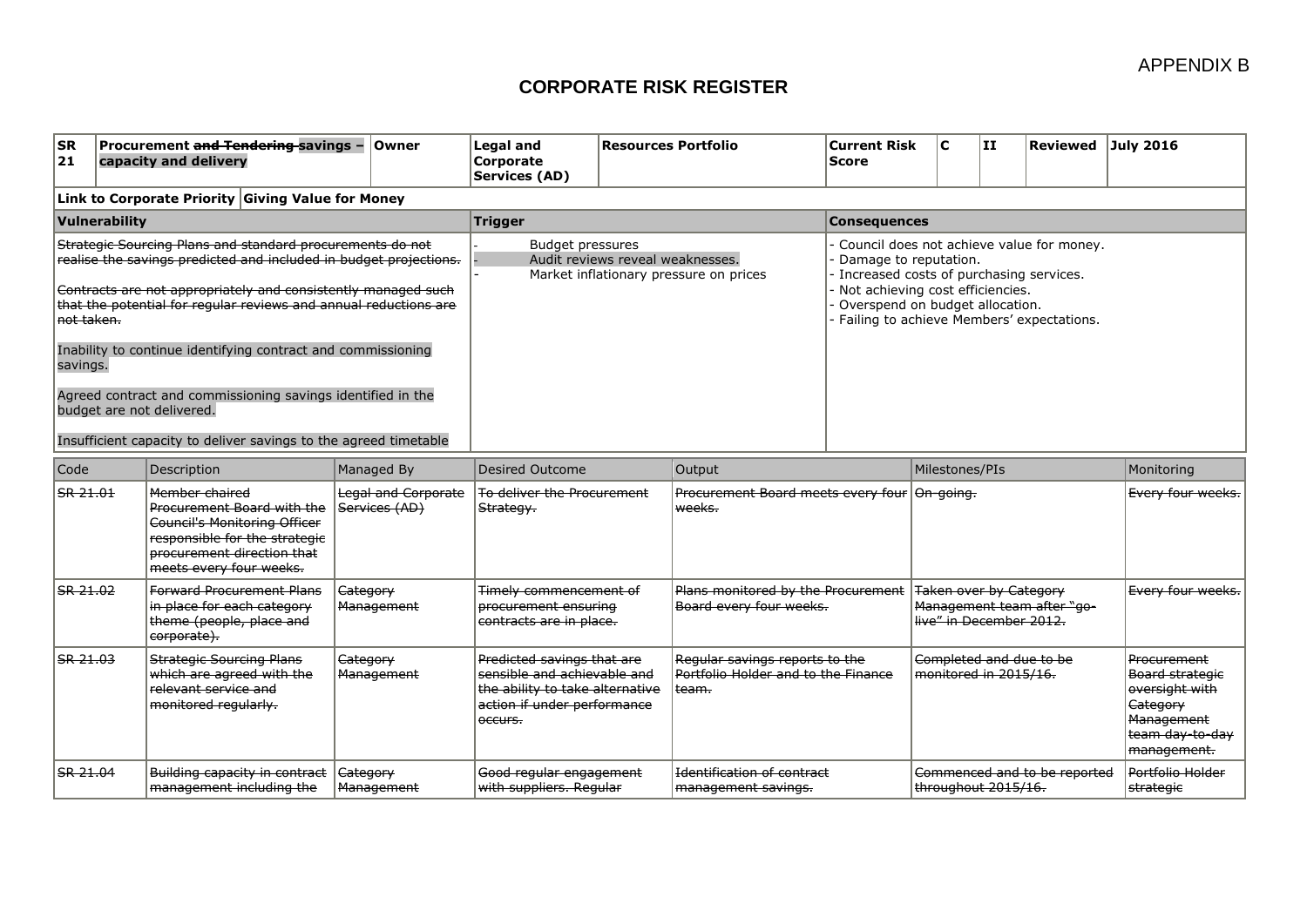APPENDIX B

# CORPORATE RISK REGISTER

| SR 21 | Procurement ~~and Tendering~~ savings – capacity and delivery | Owner | Legal and Corporate Services (AD) | Resources Portfolio | Current Risk Score | C | II | Reviewed | July 2016 |
|---|---|---|---|---|---|---|---|---|---|
| **Link to Corporate Priority** | **Giving Value for Money** | | | | | | | | |
| **Vulnerability** | | | **Trigger** | | **Consequences** | | | | |
| ~~Strategic Sourcing Plans and standard procurements do not realise the savings predicted and included in budget projections.~~<br><br>~~Contracts are not appropriately and consistently managed such that the potential for regular reviews and annual reductions are not taken.~~<br><br>Inability to continue identifying contract and commissioning savings.<br><br>Agreed contract and commissioning savings identified in the budget are not delivered.<br><br>Insufficient capacity to deliver savings to the agreed timetable | | | - Budget pressures<br>- Audit reviews reveal weaknesses.<br>- Market inflationary pressure on prices | | - Council does not achieve value for money.<br>- Damage to reputation.<br>- Increased costs of purchasing services.<br>- Not achieving cost efficiencies.<br>- Overspend on budget allocation.<br>- Failing to achieve Members' expectations. | | | | |

| Code | Description | Managed By | Desired Outcome | Output | Milestones/PIs | Monitoring |
|---|---|---|---|---|---|---|
| ~~SR 21.01~~ | ~~Member chaired Procurement Board with the Council's Monitoring Officer responsible for the strategic procurement direction that meets every four weeks.~~ | ~~Legal and Corporate Services (AD)~~ | ~~To deliver the Procurement Strategy.~~ | ~~Procurement Board meets every four weeks.~~ | ~~On-going.~~ | ~~Every four weeks.~~ |
| ~~SR 21.02~~ | ~~Forward Procurement Plans in place for each category theme (people, place and corporate).~~ | ~~Category Management~~ | ~~Timely commencement of procurement ensuring contracts are in place.~~ | ~~Plans monitored by the Procurement Board every four weeks.~~ | ~~Taken over by Category Management team after "go-live" in December 2012.~~ | ~~Every four weeks.~~ |
| ~~SR 21.03~~ | ~~Strategic Sourcing Plans which are agreed with the relevant service and monitored regularly.~~ | ~~Category Management~~ | ~~Predicted savings that are sensible and achievable and the ability to take alternative action if under performance occurs.~~ | ~~Regular savings reports to the Portfolio Holder and to the Finance team.~~ | ~~Completed and due to be monitored in 2015/16.~~ | ~~Procurement Board strategic oversight with Category Management team day-to-day management.~~ |
| ~~SR 21.04~~ | ~~Building capacity in contract management including the~~ | ~~Category Management~~ | ~~Good regular engagement with suppliers. Regular~~ | ~~Identification of contract management savings.~~ | ~~Commenced and to be reported throughout 2015/16.~~ | ~~Portfolio Holder strategic~~ |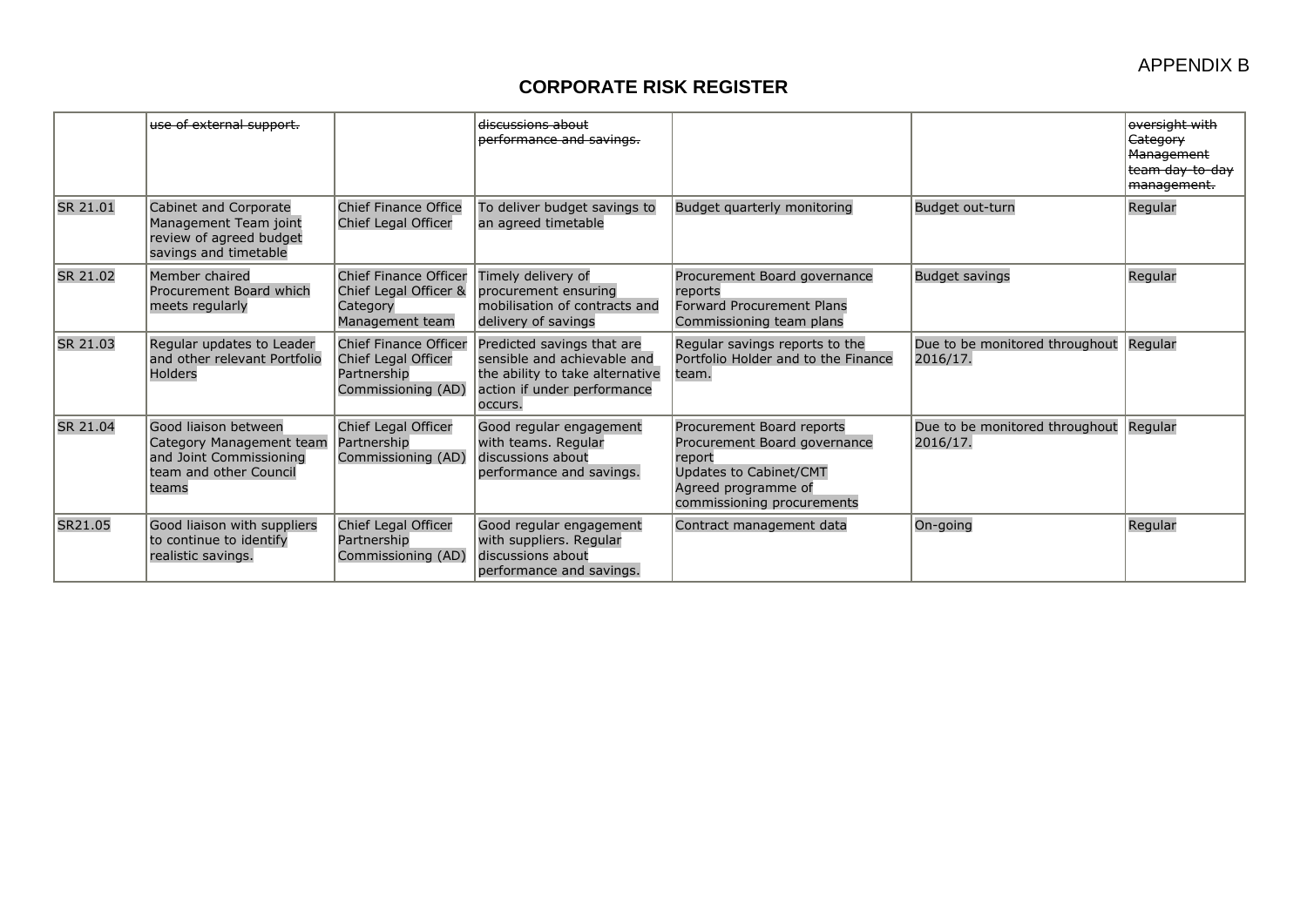APPENDIX B

# CORPORATE RISK REGISTER

| | | | | | | |
|---|---|---|---|---|---|---|
| | ~~use of external support.~~ | | ~~discussions about performance and savings.~~ | | | ~~oversight with Category Management team day-to-day management.~~ |
| SR 21.01 | Cabinet and Corporate Management Team joint review of agreed budget savings and timetable | Chief Finance Office Chief Legal Officer | To deliver budget savings to an agreed timetable | Budget quarterly monitoring | Budget out-turn | Regular |
| SR 21.02 | Member chaired Procurement Board which meets regularly | Chief Finance Officer Chief Legal Officer & Category Management team | Timely delivery of procurement ensuring mobilisation of contracts and delivery of savings | Procurement Board governance reports<br>Forward Procurement Plans<br>Commissioning team plans | Budget savings | Regular |
| SR 21.03 | Regular updates to Leader and other relevant Portfolio Holders | Chief Finance Officer Chief Legal Officer Partnership Commissioning (AD) | Predicted savings that are sensible and achievable and the ability to take alternative action if under performance occurs. | Regular savings reports to the Portfolio Holder and to the Finance team. | Due to be monitored throughout 2016/17. | Regular |
| SR 21.04 | Good liaison between Category Management team and Joint Commissioning team and other Council teams | Chief Legal Officer Partnership Commissioning (AD) | Good regular engagement with teams. Regular discussions about performance and savings. | Procurement Board reports<br>Procurement Board governance report<br>Updates to Cabinet/CMT<br>Agreed programme of commissioning procurements | Due to be monitored throughout 2016/17. | Regular |
| SR21.05 | Good liaison with suppliers to continue to identify realistic savings. | Chief Legal Officer Partnership Commissioning (AD) | Good regular engagement with suppliers. Regular discussions about performance and savings. | Contract management data | On-going | Regular |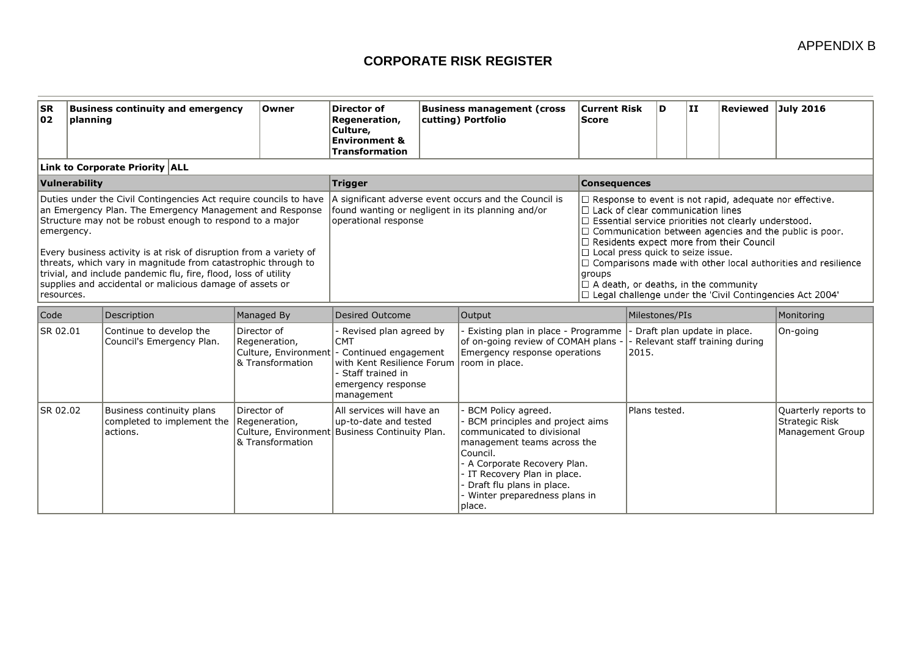APPENDIX B

# CORPORATE RISK REGISTER

| SR 02 | Business continuity and emergency planning | Owner | Director of Regeneration, Culture, Environment & Transformation | Business management (cross cutting) Portfolio | Current Risk Score | D | II | Reviewed | July 2016 |
|---|---|---|---|---|---|---|---|---|---|
| **Link to Corporate Priority** | **ALL** | | | | | | | | |

| Vulnerability | Trigger | Consequences |
|---|---|---|
| Duties under the Civil Contingencies Act require councils to have an Emergency Plan. The Emergency Management and Response Structure may not be robust enough to respond to a major emergency.<br><br>Every business activity is at risk of disruption from a variety of threats, which vary in magnitude from catastrophic through to trivial, and include pandemic flu, fire, flood, loss of utility supplies and accidental or malicious damage of assets or resources. | A significant adverse event occurs and the Council is found wanting or negligent in its planning and/or operational response | □ Response to event is not rapid, adequate nor effective.<br>□ Lack of clear communication lines<br>□ Essential service priorities not clearly understood.<br>□ Communication between agencies and the public is poor.<br>□ Residents expect more from their Council<br>□ Local press quick to seize issue.<br>□ Comparisons made with other local authorities and resilience groups<br>□ A death, or deaths, in the community<br>□ Legal challenge under the 'Civil Contingencies Act 2004' |

| Code | Description | Managed By | Desired Outcome | Output | Milestones/PIs | Monitoring |
|---|---|---|---|---|---|---|
| SR 02.01 | Continue to develop the Council's Emergency Plan. | Director of Regeneration, Culture, Environment & Transformation | - Revised plan agreed by CMT<br>- Continued engagement with Kent Resilience Forum<br>- Staff trained in emergency response management | - Existing plan in place - Programme of on-going review of COMAH plans - Emergency response operations room in place. | - Draft plan update in place.<br>- Relevant staff training during 2015. | On-going |
| SR 02.02 | Business continuity plans completed to implement the actions. | Director of Regeneration, Culture, Environment & Transformation | All services will have an up-to-date and tested Business Continuity Plan. | - BCM Policy agreed.<br>- BCM principles and project aims communicated to divisional management teams across the Council.<br>- A Corporate Recovery Plan.<br>- IT Recovery Plan in place.<br>- Draft flu plans in place.<br>- Winter preparedness plans in place. | Plans tested. | Quarterly reports to Strategic Risk Management Group |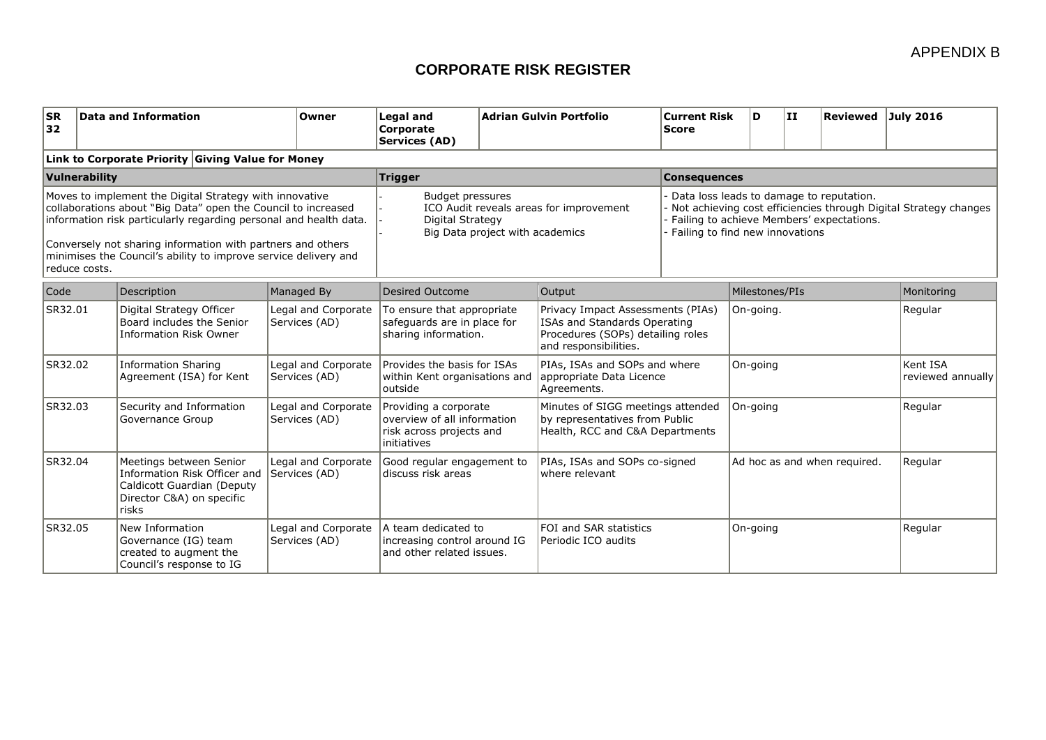APPENDIX B

# CORPORATE RISK REGISTER

| SR 32 | Data and Information | Owner | Legal and Corporate Services (AD) | Adrian Gulvin Portfolio | Current Risk Score | D | II | Reviewed | July 2016 |
|---|---|---|---|---|---|---|---|---|---|

**Link to Corporate Priority** | **Giving Value for Money**

| Vulnerability | Trigger | Consequences |
|---|---|---|
| Moves to implement the Digital Strategy with innovative collaborations about "Big Data" open the Council to increased information risk particularly regarding personal and health data.<br><br>Conversely not sharing information with partners and others minimises the Council's ability to improve service delivery and reduce costs. | - Budget pressures<br>- ICO Audit reveals areas for improvement<br>- Digital Strategy<br>- Big Data project with academics | - Data loss leads to damage to reputation.<br>- Not achieving cost efficiencies through Digital Strategy changes<br>- Failing to achieve Members' expectations.<br>- Failing to find new innovations |

| Code | Description | Managed By | Desired Outcome | Output | Milestones/PIs | Monitoring |
|---|---|---|---|---|---|---|
| SR32.01 | Digital Strategy Officer Board includes the Senior Information Risk Owner | Legal and Corporate Services (AD) | To ensure that appropriate safeguards are in place for sharing information. | Privacy Impact Assessments (PIAs) ISAs and Standards Operating Procedures (SOPs) detailing roles and responsibilities. | On-going. | Regular |
| SR32.02 | Information Sharing Agreement (ISA) for Kent | Legal and Corporate Services (AD) | Provides the basis for ISAs within Kent organisations and outside | PIAs, ISAs and SOPs and where appropriate Data Licence Agreements. | On-going | Kent ISA reviewed annually |
| SR32.03 | Security and Information Governance Group | Legal and Corporate Services (AD) | Providing a corporate overview of all information risk across projects and initiatives | Minutes of SIGG meetings attended by representatives from Public Health, RCC and C&A Departments | On-going | Regular |
| SR32.04 | Meetings between Senior Information Risk Officer and Caldicott Guardian (Deputy Director C&A) on specific risks | Legal and Corporate Services (AD) | Good regular engagement to discuss risk areas | PIAs, ISAs and SOPs co-signed where relevant | Ad hoc as and when required. | Regular |
| SR32.05 | New Information Governance (IG) team created to augment the Council's response to IG | Legal and Corporate Services (AD) | A team dedicated to increasing control around IG and other related issues. | FOI and SAR statistics<br>Periodic ICO audits | On-going | Regular |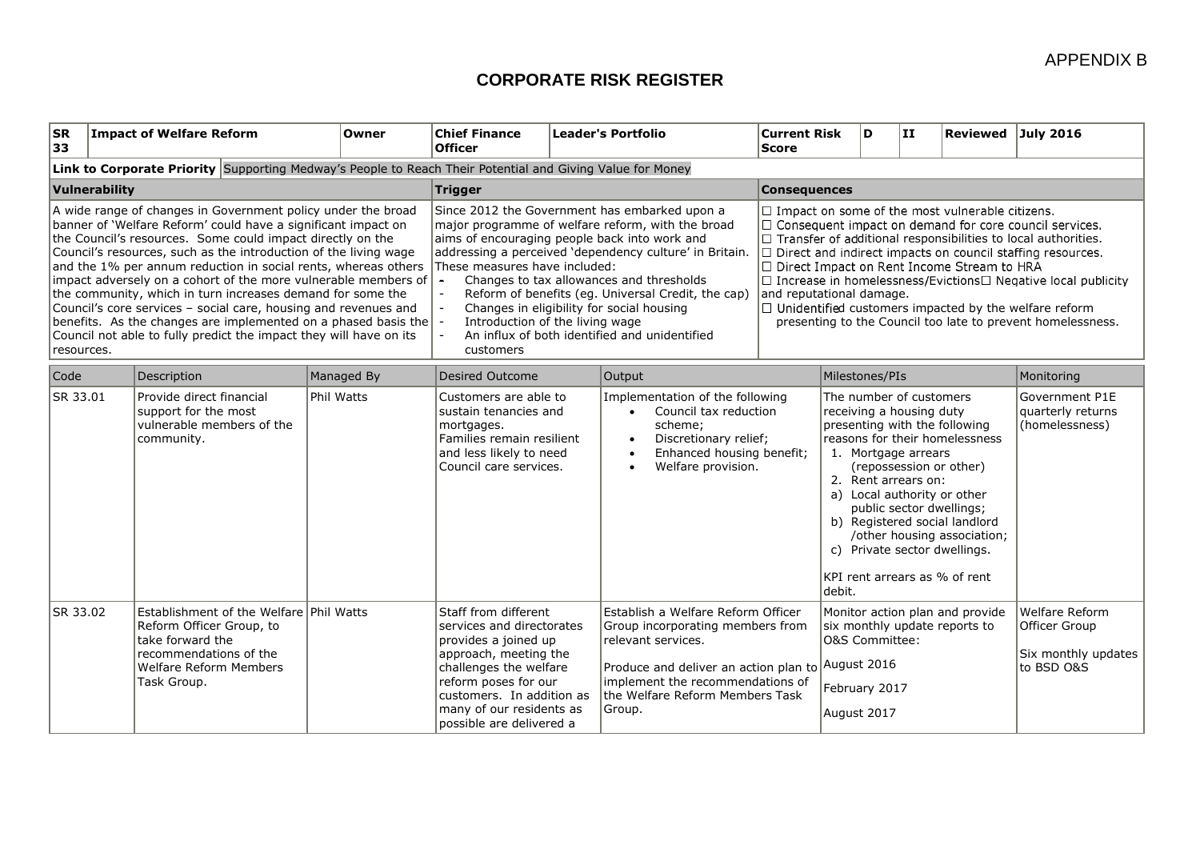APPENDIX B

# CORPORATE RISK REGISTER

| SR 33 | Impact of Welfare Reform | Owner | Chief Finance Officer | Leader's Portfolio | Current Risk Score | D | II | Reviewed | July 2016 |
|---|---|---|---|---|---|---|---|---|---|

**Link to Corporate Priority** Supporting Medway's People to Reach Their Potential and Giving Value for Money

| Vulnerability | Trigger | Consequences |
|---|---|---|
| A wide range of changes in Government policy under the broad banner of 'Welfare Reform' could have a significant impact on the Council's resources. Some could impact directly on the Council's resources, such as the introduction of the living wage and the 1% per annum reduction in social rents, whereas others impact adversely on a cohort of the more vulnerable members of the community, which in turn increases demand for some the Council's core services – social care, housing and revenues and benefits. As the changes are implemented on a phased basis the Council not able to fully predict the impact they will have on its resources. | Since 2012 the Government has embarked upon a major programme of welfare reform, with the broad aims of encouraging people back into work and addressing a perceived 'dependency culture' in Britain. These measures have included:<br>- Changes to tax allowances and thresholds<br>- Reform of benefits (eg. Universal Credit, the cap)<br>- Changes in eligibility for social housing<br>- Introduction of the living wage<br>- An influx of both identified and unidentified customers | ☐ Impact on some of the most vulnerable citizens.<br>☐ Consequent impact on demand for core council services.<br>☐ Transfer of additional responsibilities to local authorities.<br>☐ Direct and indirect impacts on council staffing resources.<br>☐ Direct Impact on Rent Income Stream to HRA<br>☐ Increase in homelessness/Evictions☐ Negative local publicity and reputational damage.<br>☐ Unidentified customers impacted by the welfare reform presenting to the Council too late to prevent homelessness. |

| Code | Description | Managed By | Desired Outcome | Output | Milestones/PIs | Monitoring |
|---|---|---|---|---|---|---|
| SR 33.01 | Provide direct financial support for the most vulnerable members of the community. | Phil Watts | Customers are able to sustain tenancies and mortgages.<br>Families remain resilient and less likely to need Council care services. | Implementation of the following<br>• Council tax reduction scheme;<br>• Discretionary relief;<br>• Enhanced housing benefit;<br>• Welfare provision. | The number of customers receiving a housing duty presenting with the following reasons for their homelessness<br>1. Mortgage arrears (repossession or other)<br>2. Rent arrears on:<br>a) Local authority or other public sector dwellings;<br>b) Registered social landlord /other housing association;<br>c) Private sector dwellings.<br><br>KPI rent arrears as % of rent debit. | Government P1E quarterly returns (homelessness) |
| SR 33.02 | Establishment of the Welfare Reform Officer Group, to take forward the recommendations of the Welfare Reform Members Task Group. | Phil Watts | Staff from different services and directorates provides a joined up approach, meeting the challenges the welfare reform poses for our customers. In addition as many of our residents as possible are delivered a | Establish a Welfare Reform Officer Group incorporating members from relevant services.<br><br>Produce and deliver an action plan to implement the recommendations of the Welfare Reform Members Task Group. | Monitor action plan and provide six monthly update reports to O&S Committee:<br>August 2016<br>February 2017<br>August 2017 | Welfare Reform Officer Group<br><br>Six monthly updates to BSD O&S |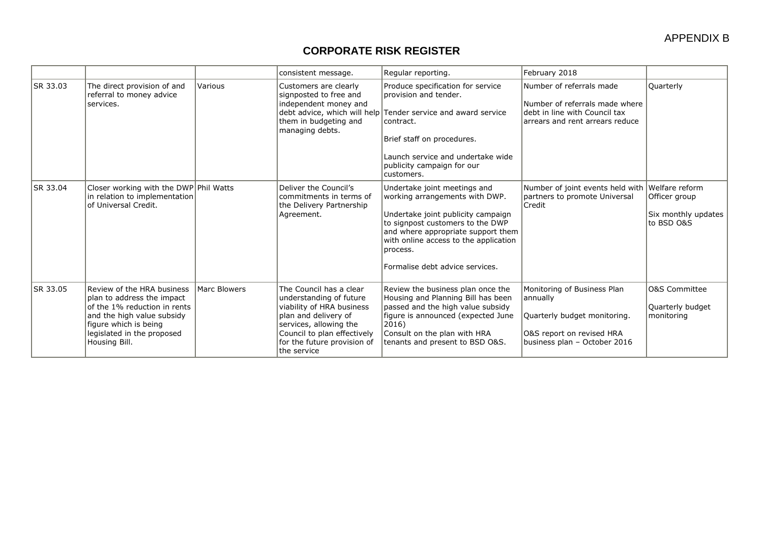APPENDIX B

# CORPORATE RISK REGISTER

| | | | | | | |
|---|---|---|---|---|---|---|
| | | | consistent message. | Regular reporting. | February 2018 | |
| SR 33.03 | The direct provision of and referral to money advice services. | Various | Customers are clearly signposted to free and independent money and debt advice, which will help them in budgeting and managing debts. | Produce specification for service provision and tender.<br><br>Tender service and award service contract.<br><br>Brief staff on procedures.<br><br>Launch service and undertake wide publicity campaign for our customers. | Number of referrals made<br><br>Number of referrals made where debt in line with Council tax arrears and rent arrears reduce | Quarterly |
| SR 33.04 | Closer working with the DWP in relation to implementation of Universal Credit. | Phil Watts | Deliver the Council's commitments in terms of the Delivery Partnership Agreement. | Undertake joint meetings and working arrangements with DWP.<br><br>Undertake joint publicity campaign to signpost customers to the DWP and where appropriate support them with online access to the application process.<br><br>Formalise debt advice services. | Number of joint events held with partners to promote Universal Credit | Welfare reform Officer group<br><br>Six monthly updates to BSD O&S |
| SR 33.05 | Review of the HRA business plan to address the impact of the 1% reduction in rents and the high value subsidy figure which is being legislated in the proposed Housing Bill. | Marc Blowers | The Council has a clear understanding of future viability of HRA business plan and delivery of services, allowing the Council to plan effectively for the future provision of the service | Review the business plan once the Housing and Planning Bill has been passed and the high value subsidy figure is announced (expected June 2016)<br>Consult on the plan with HRA tenants and present to BSD O&S. | Monitoring of Business Plan annually<br><br>Quarterly budget monitoring.<br><br>O&S report on revised HRA business plan – October 2016 | O&S Committee<br><br>Quarterly budget monitoring |